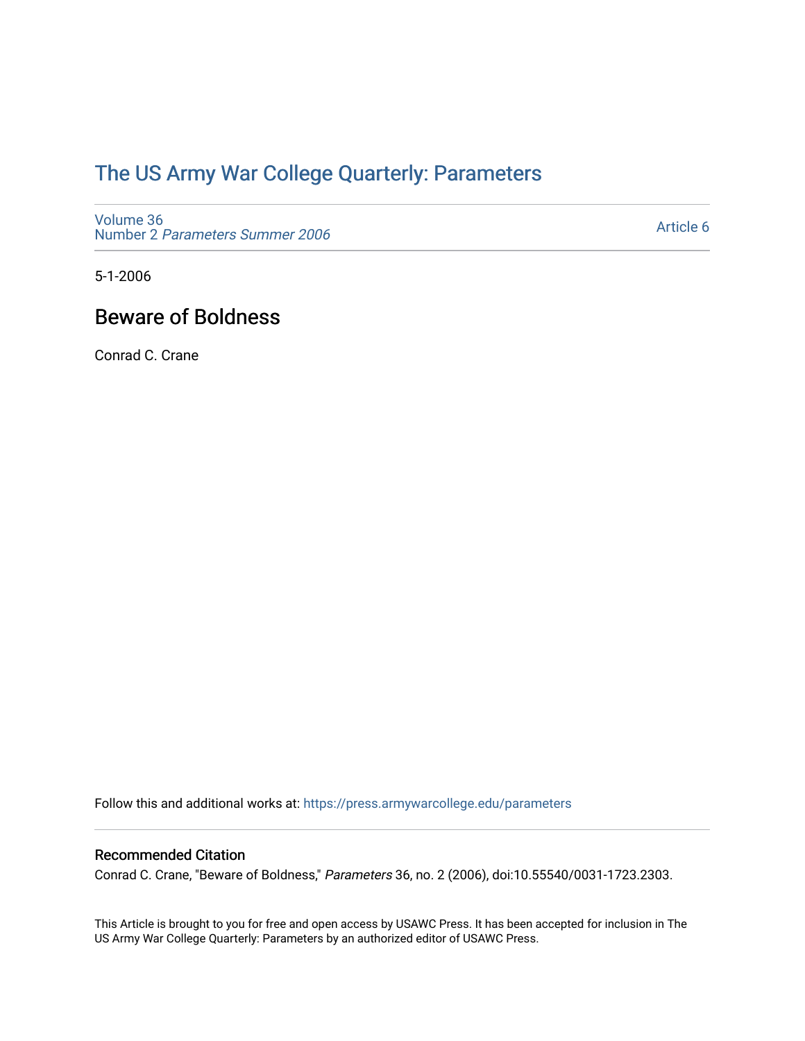# The US Army War College Quarterly: Parameters

Volume 36
Number 2 *Parameters Summer 2006*

Article 6

5-1-2006

## Beware of Boldness

Conrad C. Crane

Follow this and additional works at: https://press.armywarcollege.edu/parameters

### Recommended Citation

Conrad C. Crane, "Beware of Boldness," *Parameters* 36, no. 2 (2006), doi:10.55540/0031-1723.2303.

This Article is brought to you for free and open access by USAWC Press. It has been accepted for inclusion in The US Army War College Quarterly: Parameters by an authorized editor of USAWC Press.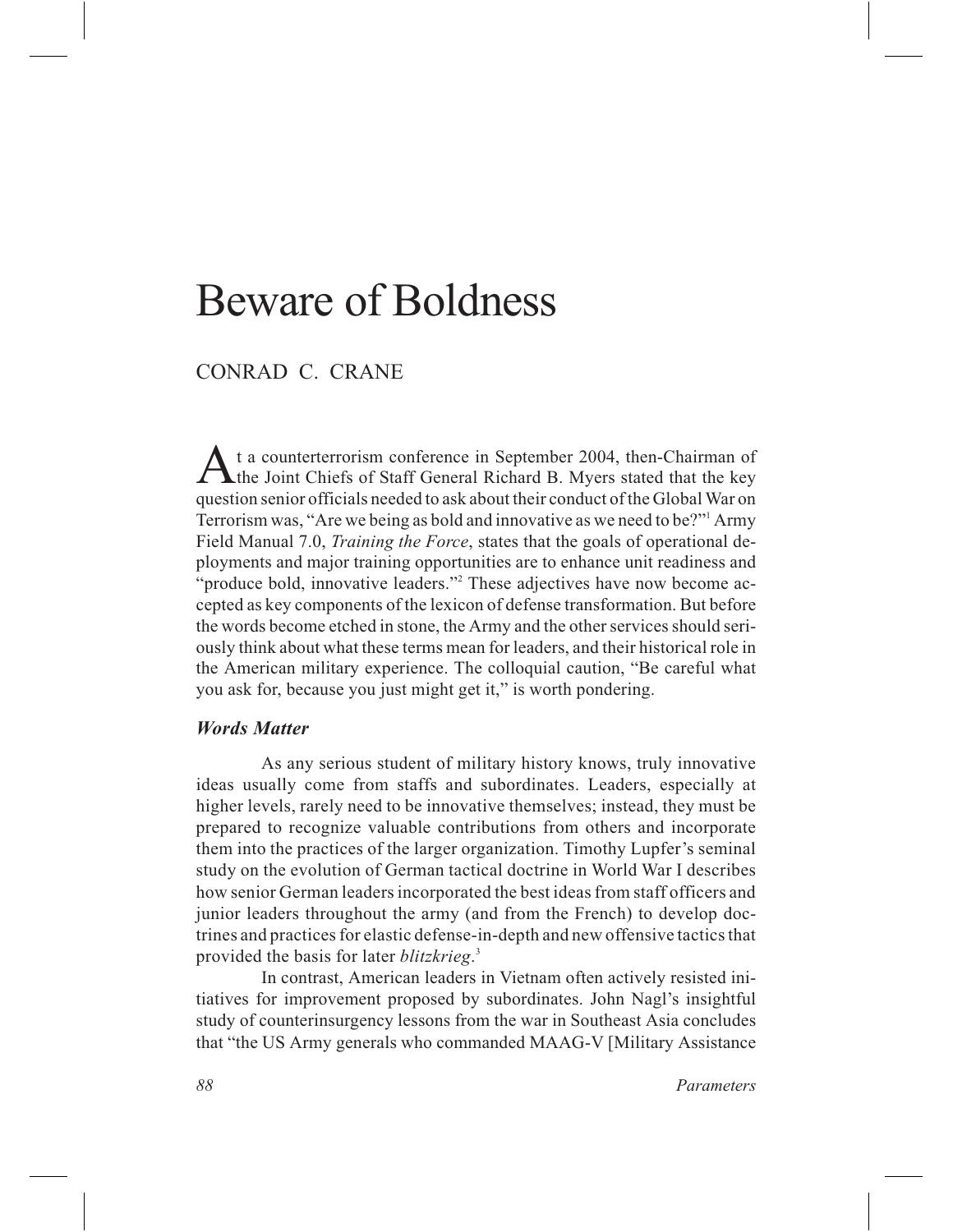# Beware of Boldness

CONRAD C. CRANE

At a counterterrorism conference in September 2004, then-Chairman of the Joint Chiefs of Staff General Richard B. Myers stated that the key question senior officials needed to ask about their conduct of the Global War on Terrorism was, "Are we being as bold and innovative as we need to be?"[1] Army Field Manual 7.0, *Training the Force*, states that the goals of operational deployments and major training opportunities are to enhance unit readiness and "produce bold, innovative leaders."[2] These adjectives have now become accepted as key components of the lexicon of defense transformation. But before the words become etched in stone, the Army and the other services should seriously think about what these terms mean for leaders, and their historical role in the American military experience. The colloquial caution, "Be careful what you ask for, because you just might get it," is worth pondering.

### *Words Matter*

As any serious student of military history knows, truly innovative ideas usually come from staffs and subordinates. Leaders, especially at higher levels, rarely need to be innovative themselves; instead, they must be prepared to recognize valuable contributions from others and incorporate them into the practices of the larger organization. Timothy Lupfer's seminal study on the evolution of German tactical doctrine in World War I describes how senior German leaders incorporated the best ideas from staff officers and junior leaders throughout the army (and from the French) to develop doctrines and practices for elastic defense-in-depth and new offensive tactics that provided the basis for later *blitzkrieg*.[3]

In contrast, American leaders in Vietnam often actively resisted initiatives for improvement proposed by subordinates. John Nagl's insightful study of counterinsurgency lessons from the war in Southeast Asia concludes that "the US Army generals who commanded MAAG-V [Military Assistance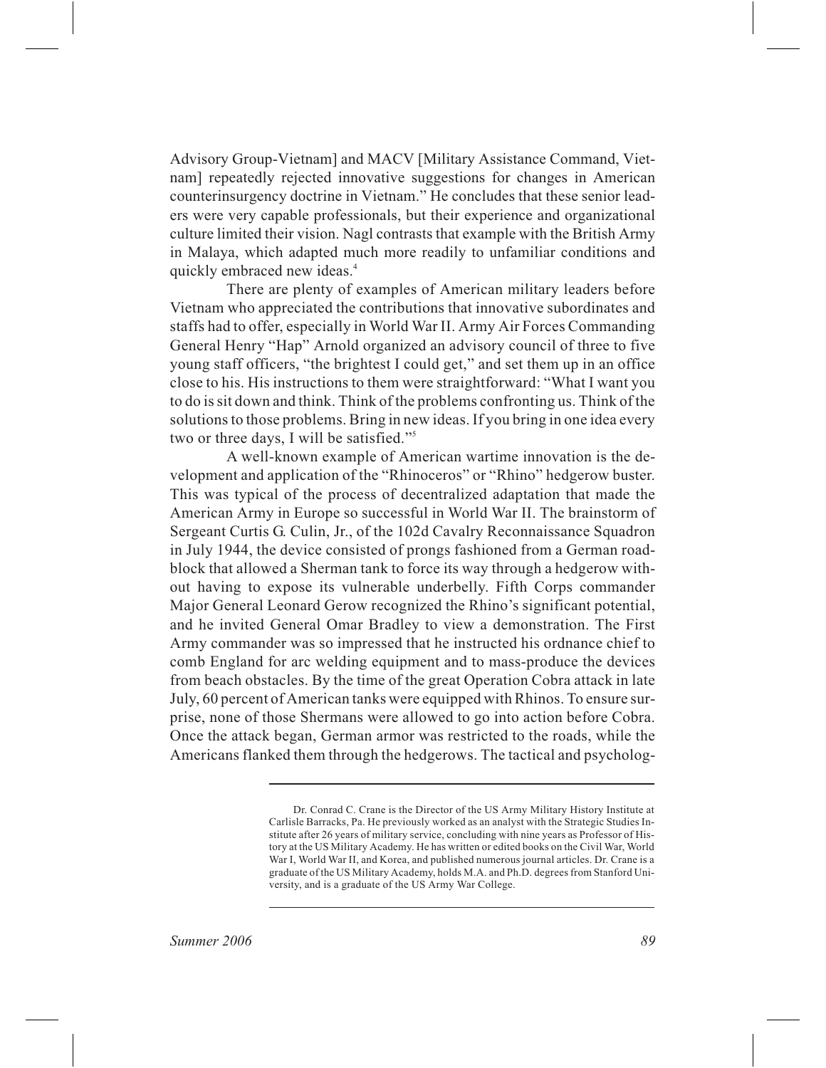Advisory Group-Vietnam] and MACV [Military Assistance Command, Vietnam] repeatedly rejected innovative suggestions for changes in American counterinsurgency doctrine in Vietnam." He concludes that these senior leaders were very capable professionals, but their experience and organizational culture limited their vision. Nagl contrasts that example with the British Army in Malaya, which adapted much more readily to unfamiliar conditions and quickly embraced new ideas.[4]

There are plenty of examples of American military leaders before Vietnam who appreciated the contributions that innovative subordinates and staffs had to offer, especially in World War II. Army Air Forces Commanding General Henry "Hap" Arnold organized an advisory council of three to five young staff officers, "the brightest I could get," and set them up in an office close to his. His instructions to them were straightforward: "What I want you to do is sit down and think. Think of the problems confronting us. Think of the solutions to those problems. Bring in new ideas. If you bring in one idea every two or three days, I will be satisfied."[5]

A well-known example of American wartime innovation is the development and application of the "Rhinoceros" or "Rhino" hedgerow buster. This was typical of the process of decentralized adaptation that made the American Army in Europe so successful in World War II. The brainstorm of Sergeant Curtis G. Culin, Jr., of the 102d Cavalry Reconnaissance Squadron in July 1944, the device consisted of prongs fashioned from a German roadblock that allowed a Sherman tank to force its way through a hedgerow without having to expose its vulnerable underbelly. Fifth Corps commander Major General Leonard Gerow recognized the Rhino's significant potential, and he invited General Omar Bradley to view a demonstration. The First Army commander was so impressed that he instructed his ordnance chief to comb England for arc welding equipment and to mass-produce the devices from beach obstacles. By the time of the great Operation Cobra attack in late July, 60 percent of American tanks were equipped with Rhinos. To ensure surprise, none of those Shermans were allowed to go into action before Cobra. Once the attack began, German armor was restricted to the roads, while the Americans flanked them through the hedgerows. The tactical and psycholog-

---

Dr. Conrad C. Crane is the Director of the US Army Military History Institute at Carlisle Barracks, Pa. He previously worked as an analyst with the Strategic Studies Institute after 26 years of military service, concluding with nine years as Professor of History at the US Military Academy. He has written or edited books on the Civil War, World War I, World War II, and Korea, and published numerous journal articles. Dr. Crane is a graduate of the US Military Academy, holds M.A. and Ph.D. degrees from Stanford University, and is a graduate of the US Army War College.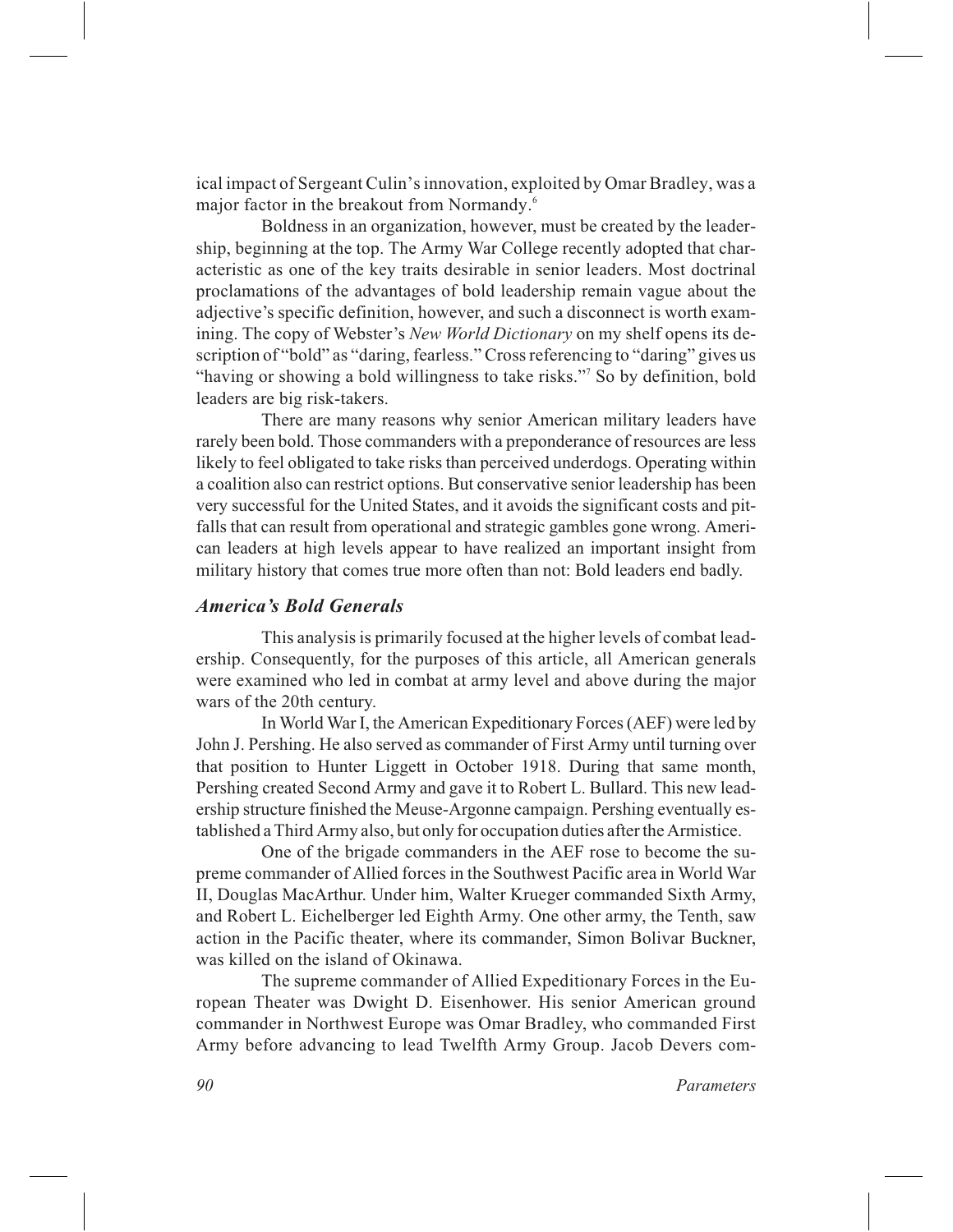ical impact of Sergeant Culin's innovation, exploited by Omar Bradley, was a major factor in the breakout from Normandy.[6]

Boldness in an organization, however, must be created by the leadership, beginning at the top. The Army War College recently adopted that characteristic as one of the key traits desirable in senior leaders. Most doctrinal proclamations of the advantages of bold leadership remain vague about the adjective's specific definition, however, and such a disconnect is worth examining. The copy of Webster's *New World Dictionary* on my shelf opens its description of "bold" as "daring, fearless." Cross referencing to "daring" gives us "having or showing a bold willingness to take risks."[7] So by definition, bold leaders are big risk-takers.

There are many reasons why senior American military leaders have rarely been bold. Those commanders with a preponderance of resources are less likely to feel obligated to take risks than perceived underdogs. Operating within a coalition also can restrict options. But conservative senior leadership has been very successful for the United States, and it avoids the significant costs and pitfalls that can result from operational and strategic gambles gone wrong. American leaders at high levels appear to have realized an important insight from military history that comes true more often than not: Bold leaders end badly.

## *America's Bold Generals*

This analysis is primarily focused at the higher levels of combat leadership. Consequently, for the purposes of this article, all American generals were examined who led in combat at army level and above during the major wars of the 20th century.

In World War I, the American Expeditionary Forces (AEF) were led by John J. Pershing. He also served as commander of First Army until turning over that position to Hunter Liggett in October 1918. During that same month, Pershing created Second Army and gave it to Robert L. Bullard. This new leadership structure finished the Meuse-Argonne campaign. Pershing eventually established a Third Army also, but only for occupation duties after the Armistice.

One of the brigade commanders in the AEF rose to become the supreme commander of Allied forces in the Southwest Pacific area in World War II, Douglas MacArthur. Under him, Walter Krueger commanded Sixth Army, and Robert L. Eichelberger led Eighth Army. One other army, the Tenth, saw action in the Pacific theater, where its commander, Simon Bolivar Buckner, was killed on the island of Okinawa.

The supreme commander of Allied Expeditionary Forces in the European Theater was Dwight D. Eisenhower. His senior American ground commander in Northwest Europe was Omar Bradley, who commanded First Army before advancing to lead Twelfth Army Group. Jacob Devers com-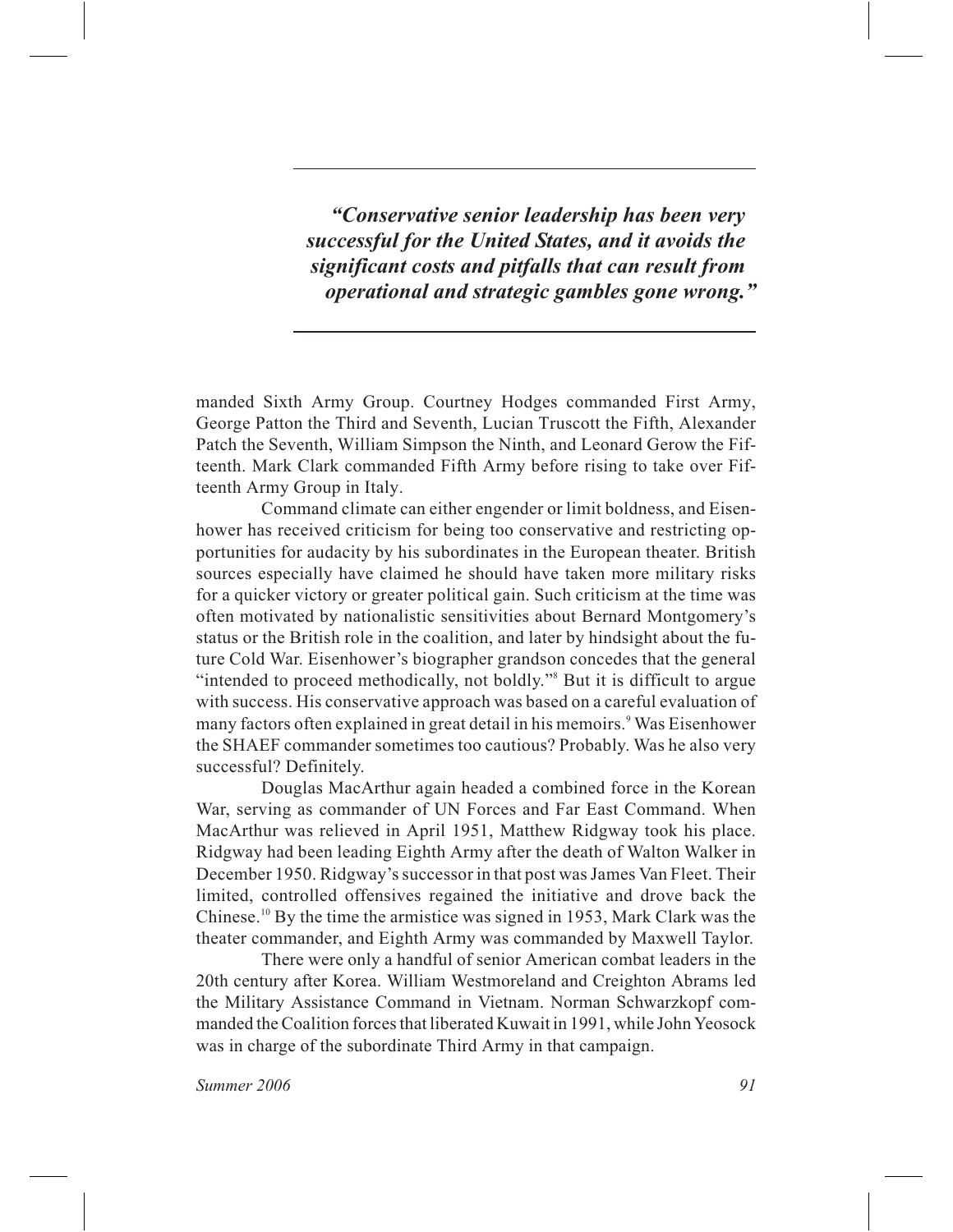> ***"Conservative senior leadership has been very successful for the United States, and it avoids the significant costs and pitfalls that can result from operational and strategic gambles gone wrong."***

manded Sixth Army Group. Courtney Hodges commanded First Army, George Patton the Third and Seventh, Lucian Truscott the Fifth, Alexander Patch the Seventh, William Simpson the Ninth, and Leonard Gerow the Fifteenth. Mark Clark commanded Fifth Army before rising to take over Fifteenth Army Group in Italy.

Command climate can either engender or limit boldness, and Eisenhower has received criticism for being too conservative and restricting opportunities for audacity by his subordinates in the European theater. British sources especially have claimed he should have taken more military risks for a quicker victory or greater political gain. Such criticism at the time was often motivated by nationalistic sensitivities about Bernard Montgomery's status or the British role in the coalition, and later by hindsight about the future Cold War. Eisenhower's biographer grandson concedes that the general "intended to proceed methodically, not boldly."[8] But it is difficult to argue with success. His conservative approach was based on a careful evaluation of many factors often explained in great detail in his memoirs.[9] Was Eisenhower the SHAEF commander sometimes too cautious? Probably. Was he also very successful? Definitely.

Douglas MacArthur again headed a combined force in the Korean War, serving as commander of UN Forces and Far East Command. When MacArthur was relieved in April 1951, Matthew Ridgway took his place. Ridgway had been leading Eighth Army after the death of Walton Walker in December 1950. Ridgway's successor in that post was James Van Fleet. Their limited, controlled offensives regained the initiative and drove back the Chinese.[10] By the time the armistice was signed in 1953, Mark Clark was the theater commander, and Eighth Army was commanded by Maxwell Taylor.

There were only a handful of senior American combat leaders in the 20th century after Korea. William Westmoreland and Creighton Abrams led the Military Assistance Command in Vietnam. Norman Schwarzkopf commanded the Coalition forces that liberated Kuwait in 1991, while John Yeosock was in charge of the subordinate Third Army in that campaign.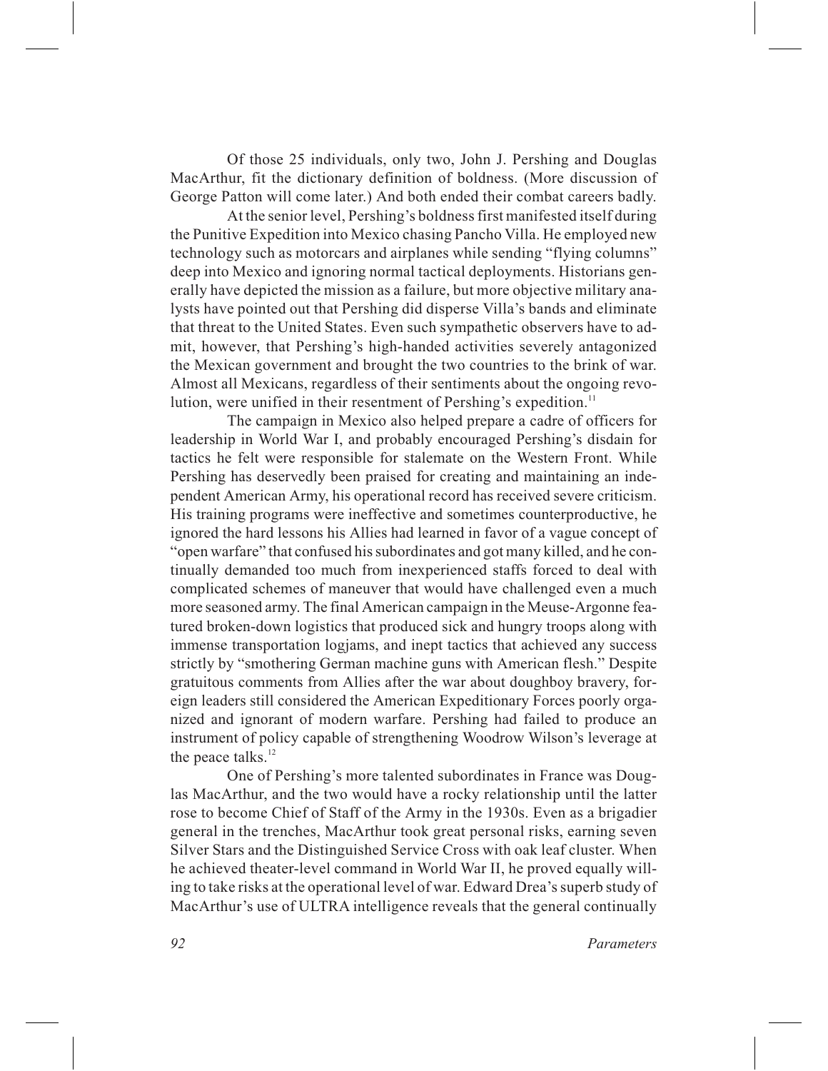Of those 25 individuals, only two, John J. Pershing and Douglas MacArthur, fit the dictionary definition of boldness. (More discussion of George Patton will come later.) And both ended their combat careers badly.

At the senior level, Pershing's boldness first manifested itself during the Punitive Expedition into Mexico chasing Pancho Villa. He employed new technology such as motorcars and airplanes while sending "flying columns" deep into Mexico and ignoring normal tactical deployments. Historians generally have depicted the mission as a failure, but more objective military analysts have pointed out that Pershing did disperse Villa's bands and eliminate that threat to the United States. Even such sympathetic observers have to admit, however, that Pershing's high-handed activities severely antagonized the Mexican government and brought the two countries to the brink of war. Almost all Mexicans, regardless of their sentiments about the ongoing revolution, were unified in their resentment of Pershing's expedition.[11]

The campaign in Mexico also helped prepare a cadre of officers for leadership in World War I, and probably encouraged Pershing's disdain for tactics he felt were responsible for stalemate on the Western Front. While Pershing has deservedly been praised for creating and maintaining an independent American Army, his operational record has received severe criticism. His training programs were ineffective and sometimes counterproductive, he ignored the hard lessons his Allies had learned in favor of a vague concept of "open warfare" that confused his subordinates and got many killed, and he continually demanded too much from inexperienced staffs forced to deal with complicated schemes of maneuver that would have challenged even a much more seasoned army. The final American campaign in the Meuse-Argonne featured broken-down logistics that produced sick and hungry troops along with immense transportation logjams, and inept tactics that achieved any success strictly by "smothering German machine guns with American flesh." Despite gratuitous comments from Allies after the war about doughboy bravery, foreign leaders still considered the American Expeditionary Forces poorly organized and ignorant of modern warfare. Pershing had failed to produce an instrument of policy capable of strengthening Woodrow Wilson's leverage at the peace talks.[12]

One of Pershing's more talented subordinates in France was Douglas MacArthur, and the two would have a rocky relationship until the latter rose to become Chief of Staff of the Army in the 1930s. Even as a brigadier general in the trenches, MacArthur took great personal risks, earning seven Silver Stars and the Distinguished Service Cross with oak leaf cluster. When he achieved theater-level command in World War II, he proved equally willing to take risks at the operational level of war. Edward Drea's superb study of MacArthur's use of ULTRA intelligence reveals that the general continually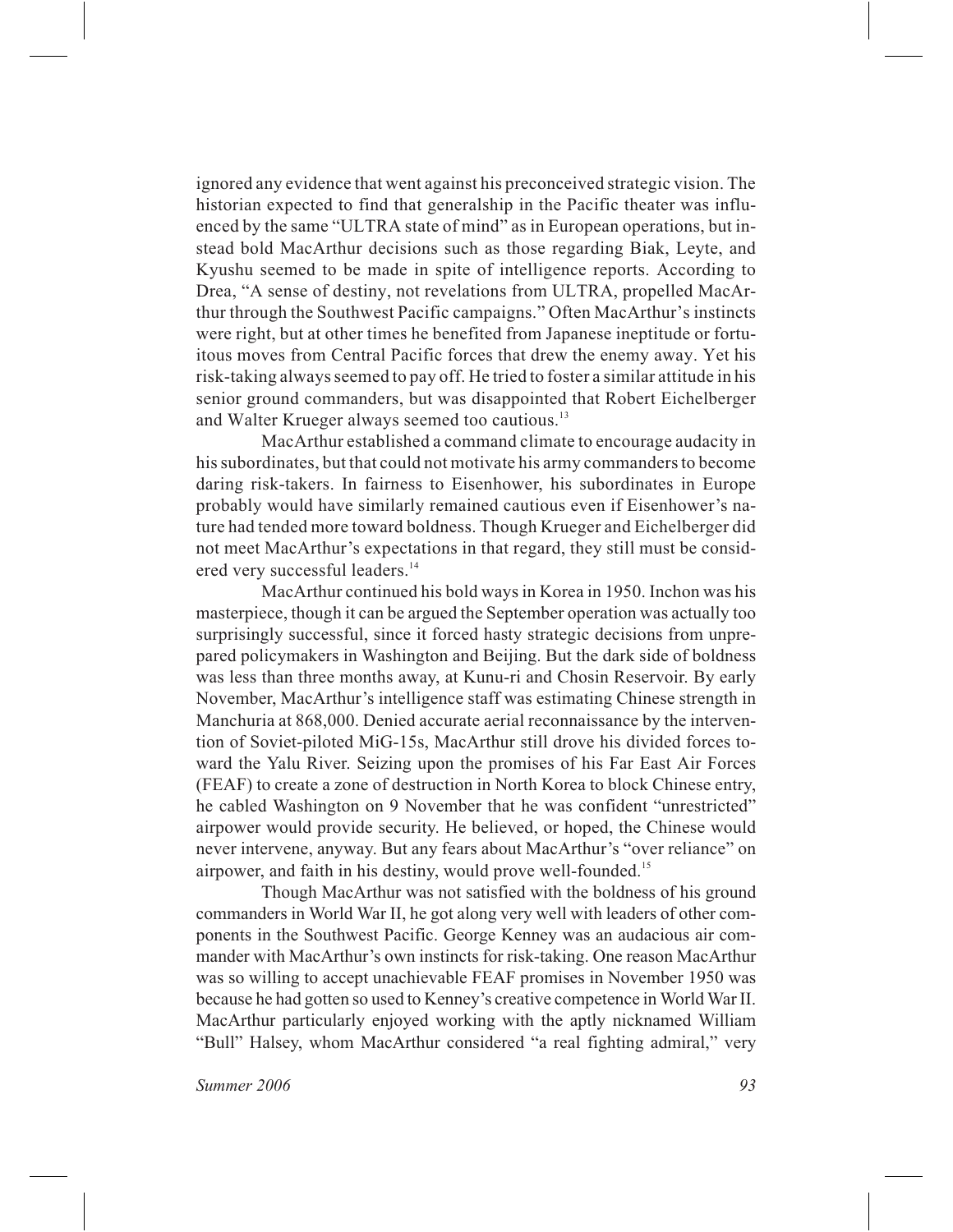ignored any evidence that went against his preconceived strategic vision. The historian expected to find that generalship in the Pacific theater was influenced by the same "ULTRA state of mind" as in European operations, but instead bold MacArthur decisions such as those regarding Biak, Leyte, and Kyushu seemed to be made in spite of intelligence reports. According to Drea, "A sense of destiny, not revelations from ULTRA, propelled MacArthur through the Southwest Pacific campaigns." Often MacArthur's instincts were right, but at other times he benefited from Japanese ineptitude or fortuitous moves from Central Pacific forces that drew the enemy away. Yet his risk-taking always seemed to pay off. He tried to foster a similar attitude in his senior ground commanders, but was disappointed that Robert Eichelberger and Walter Krueger always seemed too cautious.[13]

MacArthur established a command climate to encourage audacity in his subordinates, but that could not motivate his army commanders to become daring risk-takers. In fairness to Eisenhower, his subordinates in Europe probably would have similarly remained cautious even if Eisenhower's nature had tended more toward boldness. Though Krueger and Eichelberger did not meet MacArthur's expectations in that regard, they still must be considered very successful leaders.[14]

MacArthur continued his bold ways in Korea in 1950. Inchon was his masterpiece, though it can be argued the September operation was actually too surprisingly successful, since it forced hasty strategic decisions from unprepared policymakers in Washington and Beijing. But the dark side of boldness was less than three months away, at Kunu-ri and Chosin Reservoir. By early November, MacArthur's intelligence staff was estimating Chinese strength in Manchuria at 868,000. Denied accurate aerial reconnaissance by the intervention of Soviet-piloted MiG-15s, MacArthur still drove his divided forces toward the Yalu River. Seizing upon the promises of his Far East Air Forces (FEAF) to create a zone of destruction in North Korea to block Chinese entry, he cabled Washington on 9 November that he was confident "unrestricted" airpower would provide security. He believed, or hoped, the Chinese would never intervene, anyway. But any fears about MacArthur's "over reliance" on airpower, and faith in his destiny, would prove well-founded.[15]

Though MacArthur was not satisfied with the boldness of his ground commanders in World War II, he got along very well with leaders of other components in the Southwest Pacific. George Kenney was an audacious air commander with MacArthur's own instincts for risk-taking. One reason MacArthur was so willing to accept unachievable FEAF promises in November 1950 was because he had gotten so used to Kenney's creative competence in World War II. MacArthur particularly enjoyed working with the aptly nicknamed William "Bull" Halsey, whom MacArthur considered "a real fighting admiral," very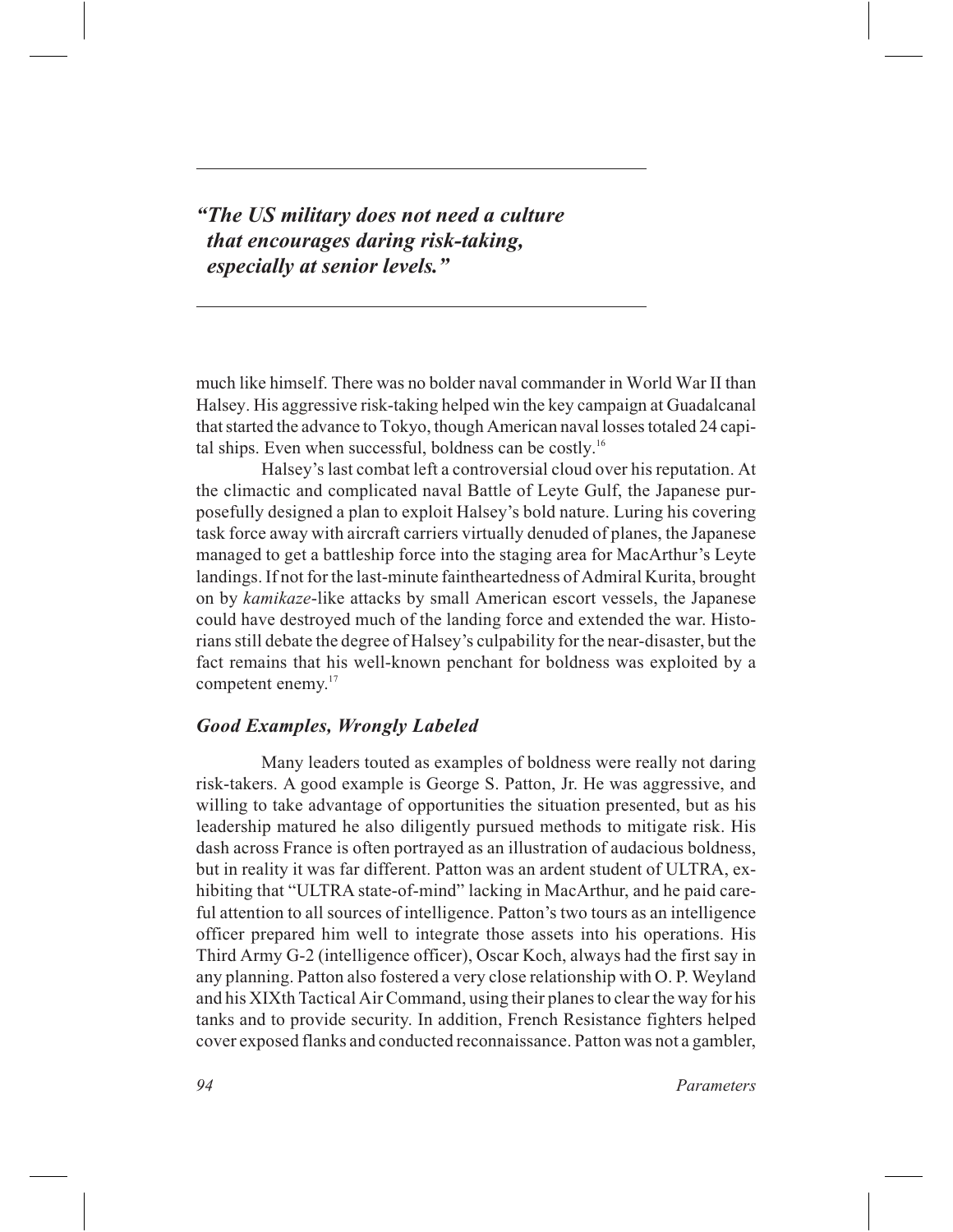*"The US military does not need a culture that encourages daring risk-taking, especially at senior levels."*

much like himself. There was no bolder naval commander in World War II than Halsey. His aggressive risk-taking helped win the key campaign at Guadalcanal that started the advance to Tokyo, though American naval losses totaled 24 capital ships. Even when successful, boldness can be costly.[16]

Halsey's last combat left a controversial cloud over his reputation. At the climactic and complicated naval Battle of Leyte Gulf, the Japanese purposefully designed a plan to exploit Halsey's bold nature. Luring his covering task force away with aircraft carriers virtually denuded of planes, the Japanese managed to get a battleship force into the staging area for MacArthur's Leyte landings. If not for the last-minute faintheartedness of Admiral Kurita, brought on by *kamikaze*-like attacks by small American escort vessels, the Japanese could have destroyed much of the landing force and extended the war. Historians still debate the degree of Halsey's culpability for the near-disaster, but the fact remains that his well-known penchant for boldness was exploited by a competent enemy.[17]

### *Good Examples, Wrongly Labeled*

Many leaders touted as examples of boldness were really not daring risk-takers. A good example is George S. Patton, Jr. He was aggressive, and willing to take advantage of opportunities the situation presented, but as his leadership matured he also diligently pursued methods to mitigate risk. His dash across France is often portrayed as an illustration of audacious boldness, but in reality it was far different. Patton was an ardent student of ULTRA, exhibiting that "ULTRA state-of-mind" lacking in MacArthur, and he paid careful attention to all sources of intelligence. Patton's two tours as an intelligence officer prepared him well to integrate those assets into his operations. His Third Army G-2 (intelligence officer), Oscar Koch, always had the first say in any planning. Patton also fostered a very close relationship with O. P. Weyland and his XIXth Tactical Air Command, using their planes to clear the way for his tanks and to provide security. In addition, French Resistance fighters helped cover exposed flanks and conducted reconnaissance. Patton was not a gambler,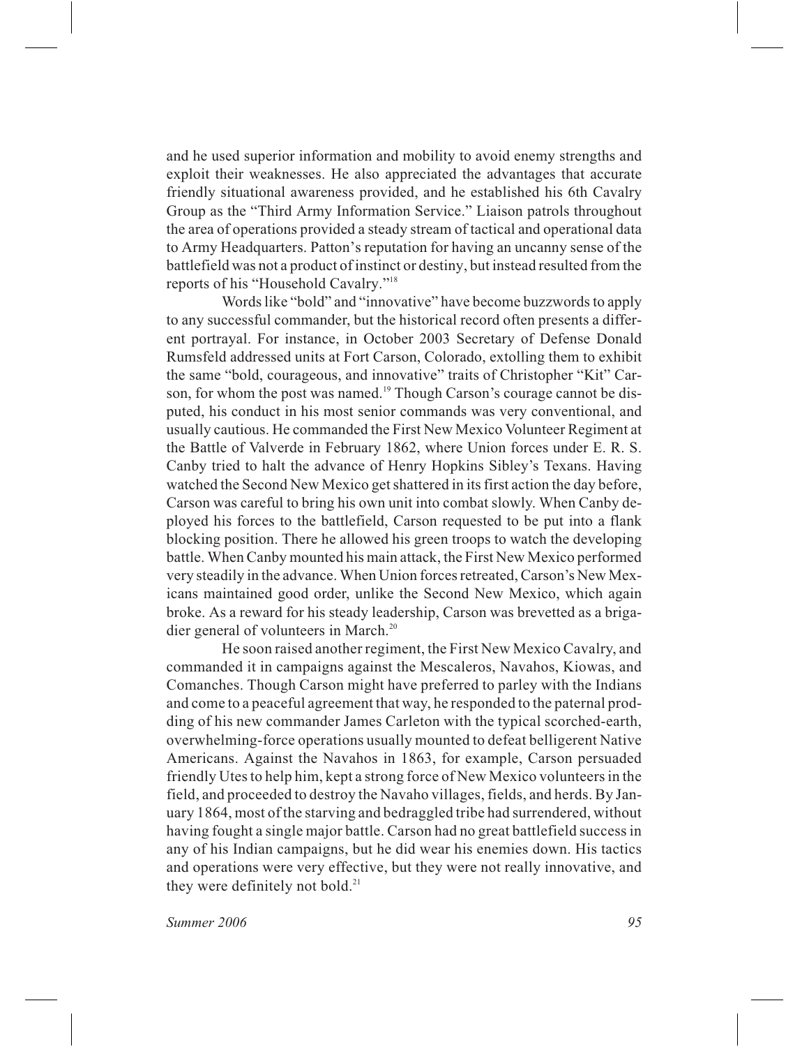and he used superior information and mobility to avoid enemy strengths and exploit their weaknesses. He also appreciated the advantages that accurate friendly situational awareness provided, and he established his 6th Cavalry Group as the "Third Army Information Service." Liaison patrols throughout the area of operations provided a steady stream of tactical and operational data to Army Headquarters. Patton's reputation for having an uncanny sense of the battlefield was not a product of instinct or destiny, but instead resulted from the reports of his "Household Cavalry."[18]

Words like "bold" and "innovative" have become buzzwords to apply to any successful commander, but the historical record often presents a different portrayal. For instance, in October 2003 Secretary of Defense Donald Rumsfeld addressed units at Fort Carson, Colorado, extolling them to exhibit the same "bold, courageous, and innovative" traits of Christopher "Kit" Carson, for whom the post was named.[19] Though Carson's courage cannot be disputed, his conduct in his most senior commands was very conventional, and usually cautious. He commanded the First New Mexico Volunteer Regiment at the Battle of Valverde in February 1862, where Union forces under E. R. S. Canby tried to halt the advance of Henry Hopkins Sibley's Texans. Having watched the Second New Mexico get shattered in its first action the day before, Carson was careful to bring his own unit into combat slowly. When Canby deployed his forces to the battlefield, Carson requested to be put into a flank blocking position. There he allowed his green troops to watch the developing battle. When Canby mounted his main attack, the First New Mexico performed very steadily in the advance. When Union forces retreated, Carson's New Mexicans maintained good order, unlike the Second New Mexico, which again broke. As a reward for his steady leadership, Carson was brevetted as a brigadier general of volunteers in March.[20]

He soon raised another regiment, the First New Mexico Cavalry, and commanded it in campaigns against the Mescaleros, Navahos, Kiowas, and Comanches. Though Carson might have preferred to parley with the Indians and come to a peaceful agreement that way, he responded to the paternal prodding of his new commander James Carleton with the typical scorched-earth, overwhelming-force operations usually mounted to defeat belligerent Native Americans. Against the Navahos in 1863, for example, Carson persuaded friendly Utes to help him, kept a strong force of New Mexico volunteers in the field, and proceeded to destroy the Navaho villages, fields, and herds. By January 1864, most of the starving and bedraggled tribe had surrendered, without having fought a single major battle. Carson had no great battlefield success in any of his Indian campaigns, but he did wear his enemies down. His tactics and operations were very effective, but they were not really innovative, and they were definitely not bold.[21]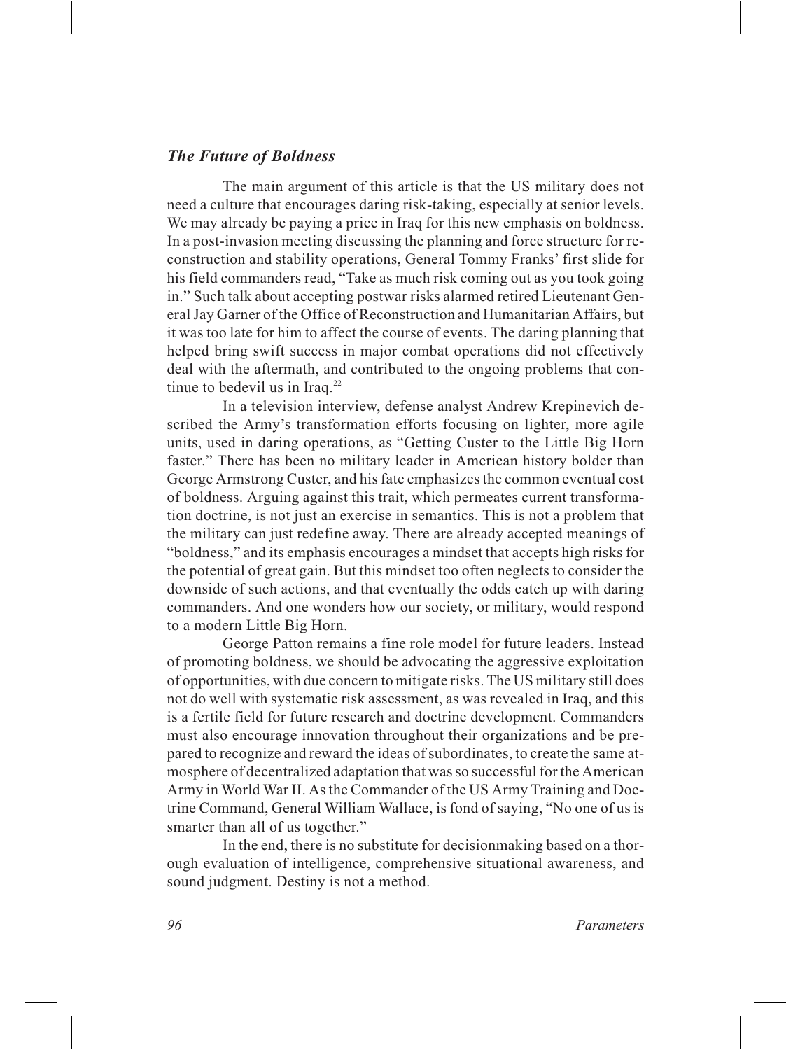### *The Future of Boldness*

The main argument of this article is that the US military does not need a culture that encourages daring risk-taking, especially at senior levels. We may already be paying a price in Iraq for this new emphasis on boldness. In a post-invasion meeting discussing the planning and force structure for reconstruction and stability operations, General Tommy Franks' first slide for his field commanders read, "Take as much risk coming out as you took going in." Such talk about accepting postwar risks alarmed retired Lieutenant General Jay Garner of the Office of Reconstruction and Humanitarian Affairs, but it was too late for him to affect the course of events. The daring planning that helped bring swift success in major combat operations did not effectively deal with the aftermath, and contributed to the ongoing problems that continue to bedevil us in Iraq.[22]

In a television interview, defense analyst Andrew Krepinevich described the Army's transformation efforts focusing on lighter, more agile units, used in daring operations, as "Getting Custer to the Little Big Horn faster." There has been no military leader in American history bolder than George Armstrong Custer, and his fate emphasizes the common eventual cost of boldness. Arguing against this trait, which permeates current transformation doctrine, is not just an exercise in semantics. This is not a problem that the military can just redefine away. There are already accepted meanings of "boldness," and its emphasis encourages a mindset that accepts high risks for the potential of great gain. But this mindset too often neglects to consider the downside of such actions, and that eventually the odds catch up with daring commanders. And one wonders how our society, or military, would respond to a modern Little Big Horn.

George Patton remains a fine role model for future leaders. Instead of promoting boldness, we should be advocating the aggressive exploitation of opportunities, with due concern to mitigate risks. The US military still does not do well with systematic risk assessment, as was revealed in Iraq, and this is a fertile field for future research and doctrine development. Commanders must also encourage innovation throughout their organizations and be prepared to recognize and reward the ideas of subordinates, to create the same atmosphere of decentralized adaptation that was so successful for the American Army in World War II. As the Commander of the US Army Training and Doctrine Command, General William Wallace, is fond of saying, "No one of us is smarter than all of us together."

In the end, there is no substitute for decisionmaking based on a thorough evaluation of intelligence, comprehensive situational awareness, and sound judgment. Destiny is not a method.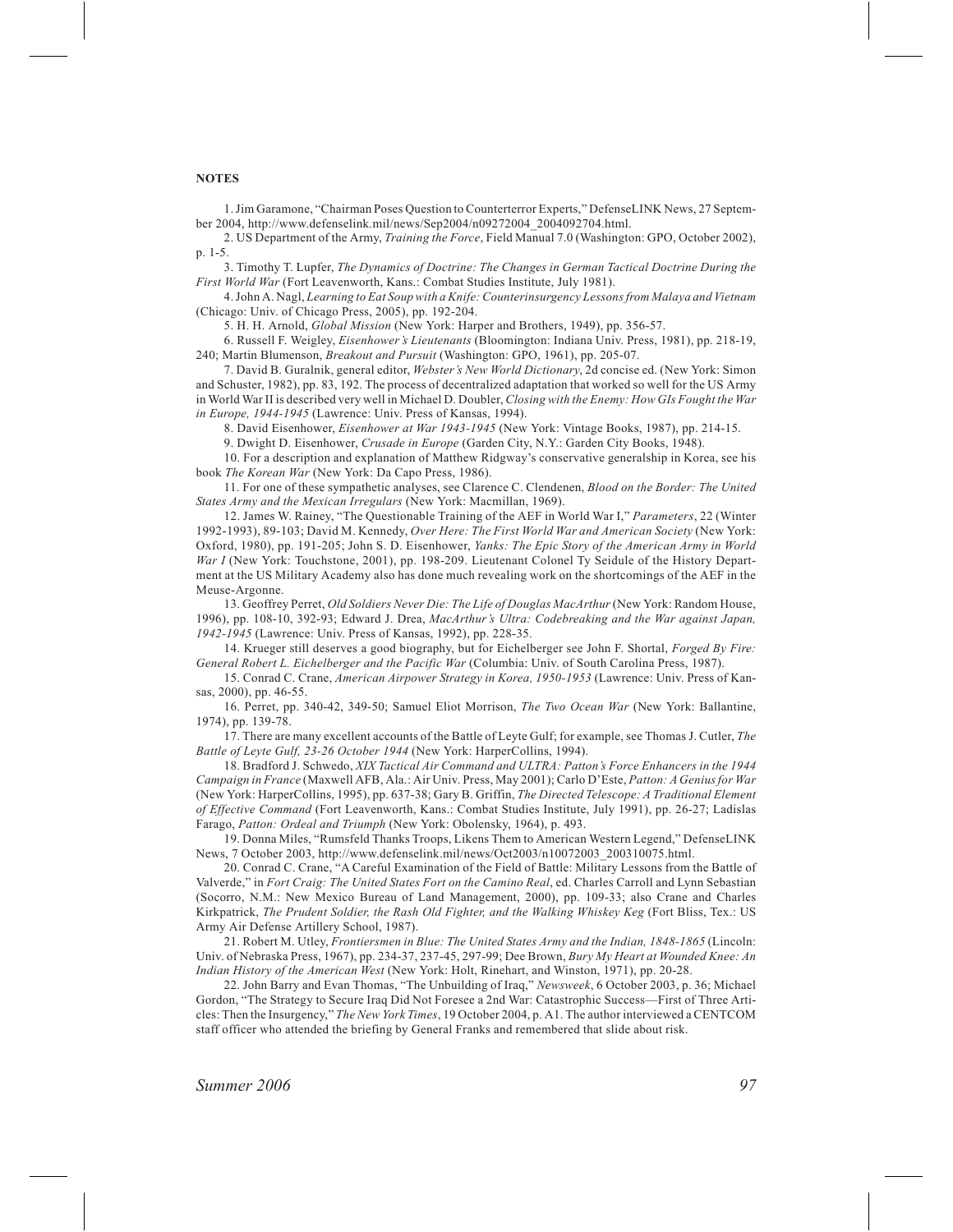**NOTES**

1. Jim Garamone, "Chairman Poses Question to Counterterror Experts," DefenseLINK News, 27 September 2004, http://www.defenselink.mil/news/Sep2004/n09272004_2004092704.html.

2. US Department of the Army, *Training the Force*, Field Manual 7.0 (Washington: GPO, October 2002), p. 1-5.

3. Timothy T. Lupfer, *The Dynamics of Doctrine: The Changes in German Tactical Doctrine During the First World War* (Fort Leavenworth, Kans.: Combat Studies Institute, July 1981).

4. John A. Nagl, *Learning to Eat Soup with a Knife: Counterinsurgency Lessons from Malaya and Vietnam* (Chicago: Univ. of Chicago Press, 2005), pp. 192-204.

5. H. H. Arnold, *Global Mission* (New York: Harper and Brothers, 1949), pp. 356-57.

6. Russell F. Weigley, *Eisenhower's Lieutenants* (Bloomington: Indiana Univ. Press, 1981), pp. 218-19, 240; Martin Blumenson, *Breakout and Pursuit* (Washington: GPO, 1961), pp. 205-07.

7. David B. Guralnik, general editor, *Webster's New World Dictionary*, 2d concise ed. (New York: Simon and Schuster, 1982), pp. 83, 192. The process of decentralized adaptation that worked so well for the US Army in World War II is described very well in Michael D. Doubler, *Closing with the Enemy: How GIs Fought the War in Europe, 1944-1945* (Lawrence: Univ. Press of Kansas, 1994).

8. David Eisenhower, *Eisenhower at War 1943-1945* (New York: Vintage Books, 1987), pp. 214-15.

9. Dwight D. Eisenhower, *Crusade in Europe* (Garden City, N.Y.: Garden City Books, 1948).

10. For a description and explanation of Matthew Ridgway's conservative generalship in Korea, see his book *The Korean War* (New York: Da Capo Press, 1986).

11. For one of these sympathetic analyses, see Clarence C. Clendenen, *Blood on the Border: The United States Army and the Mexican Irregulars* (New York: Macmillan, 1969).

12. James W. Rainey, "The Questionable Training of the AEF in World War I," *Parameters*, 22 (Winter 1992-1993), 89-103; David M. Kennedy, *Over Here: The First World War and American Society* (New York: Oxford, 1980), pp. 191-205; John S. D. Eisenhower, *Yanks: The Epic Story of the American Army in World War I* (New York: Touchstone, 2001), pp. 198-209. Lieutenant Colonel Ty Seidule of the History Department at the US Military Academy also has done much revealing work on the shortcomings of the AEF in the Meuse-Argonne.

13. Geoffrey Perret, *Old Soldiers Never Die: The Life of Douglas MacArthur* (New York: Random House, 1996), pp. 108-10, 392-93; Edward J. Drea, *MacArthur's Ultra: Codebreaking and the War against Japan, 1942-1945* (Lawrence: Univ. Press of Kansas, 1992), pp. 228-35.

14. Krueger still deserves a good biography, but for Eichelberger see John F. Shortal, *Forged By Fire: General Robert L. Eichelberger and the Pacific War* (Columbia: Univ. of South Carolina Press, 1987).

15. Conrad C. Crane, *American Airpower Strategy in Korea, 1950-1953* (Lawrence: Univ. Press of Kansas, 2000), pp. 46-55.

16. Perret, pp. 340-42, 349-50; Samuel Eliot Morrison, *The Two Ocean War* (New York: Ballantine, 1974), pp. 139-78.

17. There are many excellent accounts of the Battle of Leyte Gulf; for example, see Thomas J. Cutler, *The Battle of Leyte Gulf, 23-26 October 1944* (New York: HarperCollins, 1994).

18. Bradford J. Schwedo, *XIX Tactical Air Command and ULTRA: Patton's Force Enhancers in the 1944 Campaign in France* (Maxwell AFB, Ala.: Air Univ. Press, May 2001); Carlo D'Este, *Patton: A Genius for War* (New York: HarperCollins, 1995), pp. 637-38; Gary B. Griffin, *The Directed Telescope: A Traditional Element of Effective Command* (Fort Leavenworth, Kans.: Combat Studies Institute, July 1991), pp. 26-27; Ladislas Farago, *Patton: Ordeal and Triumph* (New York: Obolensky, 1964), p. 493.

19. Donna Miles, "Rumsfeld Thanks Troops, Likens Them to American Western Legend," DefenseLINK News, 7 October 2003, http://www.defenselink.mil/news/Oct2003/n10072003_200310075.html.

20. Conrad C. Crane, "A Careful Examination of the Field of Battle: Military Lessons from the Battle of Valverde," in *Fort Craig: The United States Fort on the Camino Real*, ed. Charles Carroll and Lynn Sebastian (Socorro, N.M.: New Mexico Bureau of Land Management, 2000), pp. 109-33; also Crane and Charles Kirkpatrick, *The Prudent Soldier, the Rash Old Fighter, and the Walking Whiskey Keg* (Fort Bliss, Tex.: US Army Air Defense Artillery School, 1987).

21. Robert M. Utley, *Frontiersmen in Blue: The United States Army and the Indian, 1848-1865* (Lincoln: Univ. of Nebraska Press, 1967), pp. 234-37, 237-45, 297-99; Dee Brown, *Bury My Heart at Wounded Knee: An Indian History of the American West* (New York: Holt, Rinehart, and Winston, 1971), pp. 20-28.

22. John Barry and Evan Thomas, "The Unbuilding of Iraq," *Newsweek*, 6 October 2003, p. 36; Michael Gordon, "The Strategy to Secure Iraq Did Not Foresee a 2nd War: Catastrophic Success—First of Three Articles: Then the Insurgency," *The New York Times*, 19 October 2004, p. A1. The author interviewed a CENTCOM staff officer who attended the briefing by General Franks and remembered that slide about risk.